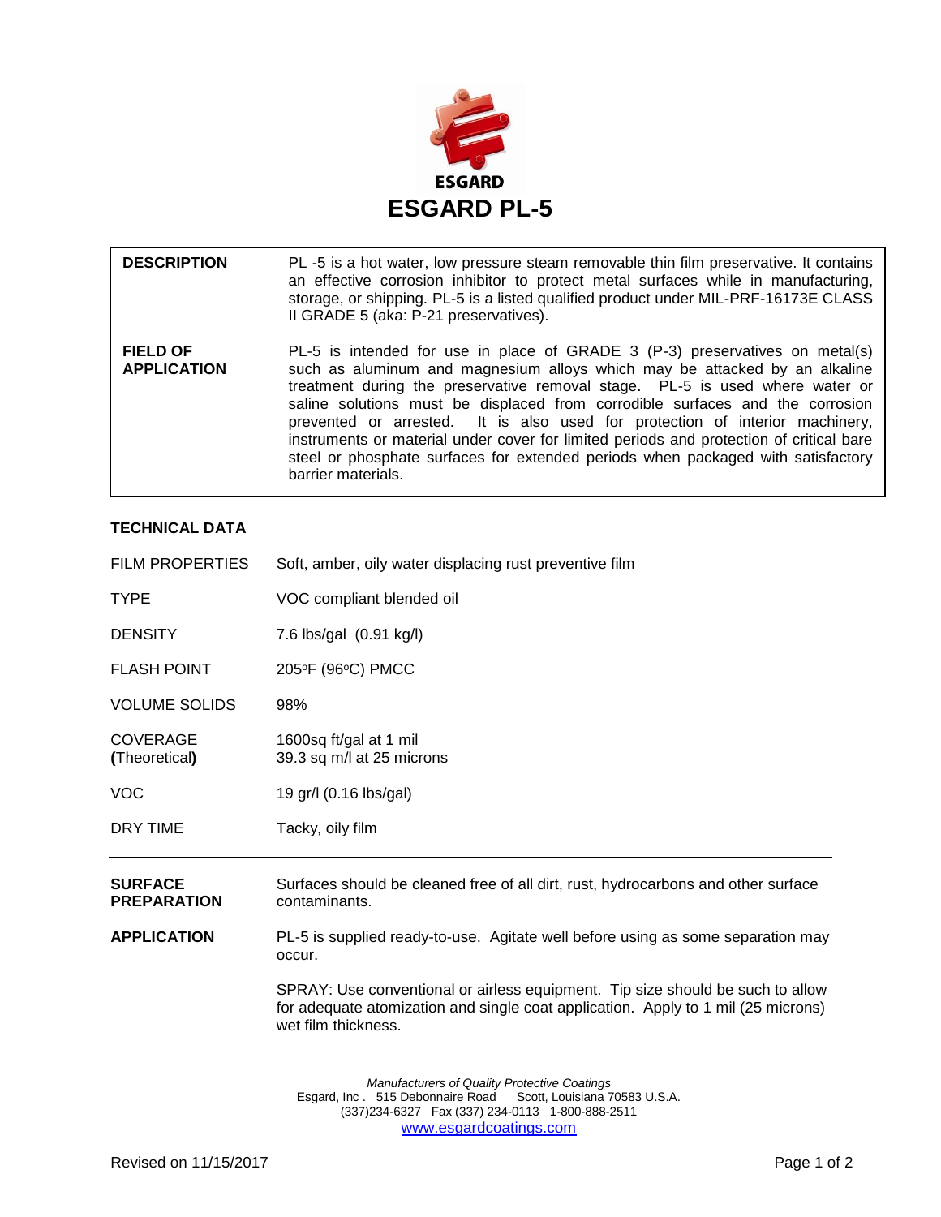ESGARD

# ESGARD PL-5

| | |
|---|---|
| **DESCRIPTION** | PL -5 is a hot water, low pressure steam removable thin film preservative. It contains an effective corrosion inhibitor to protect metal surfaces while in manufacturing, storage, or shipping. PL-5 is a listed qualified product under MIL-PRF-16173E CLASS II GRADE 5 (aka: P-21 preservatives). |
| **FIELD OF APPLICATION** | PL-5 is intended for use in place of GRADE 3 (P-3) preservatives on metal(s) such as aluminum and magnesium alloys which may be attacked by an alkaline treatment during the preservative removal stage. PL-5 is used where water or saline solutions must be displaced from corrodible surfaces and the corrosion prevented or arrested. It is also used for protection of interior machinery, instruments or material under cover for limited periods and protection of critical bare steel or phosphate surfaces for extended periods when packaged with satisfactory barrier materials. |

## TECHNICAL DATA

| | |
|---|---|
| FILM PROPERTIES | Soft, amber, oily water displacing rust preventive film |
| TYPE | VOC compliant blended oil |
| DENSITY | 7.6 lbs/gal (0.91 kg/l) |
| FLASH POINT | 205°F (96°C) PMCC |
| VOLUME SOLIDS | 98% |
| COVERAGE (Theoretical) | 1600sq ft/gal at 1 mil<br>39.3 sq m/l at 25 microns |
| VOC | 19 gr/l (0.16 lbs/gal) |
| DRY TIME | Tacky, oily film |

---

**SURFACE PREPARATION** Surfaces should be cleaned free of all dirt, rust, hydrocarbons and other surface contaminants.

**APPLICATION** PL-5 is supplied ready-to-use. Agitate well before using as some separation may occur.

SPRAY: Use conventional or airless equipment. Tip size should be such to allow for adequate atomization and single coat application. Apply to 1 mil (25 microns) wet film thickness.

*Manufacturers of Quality Protective Coatings*
Esgard, Inc . 515 Debonnaire Road Scott, Louisiana 70583 U.S.A.
(337)234-6327 Fax (337) 234-0113 1-800-888-2511
www.esgardcoatings.com

Revised on 11/15/2017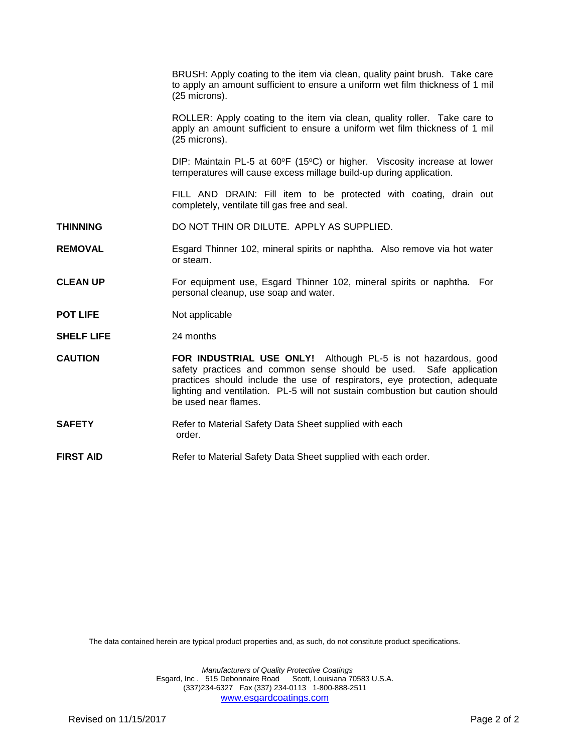BRUSH: Apply coating to the item via clean, quality paint brush. Take care to apply an amount sufficient to ensure a uniform wet film thickness of 1 mil (25 microns).

ROLLER: Apply coating to the item via clean, quality roller. Take care to apply an amount sufficient to ensure a uniform wet film thickness of 1 mil (25 microns).

DIP: Maintain PL-5 at 60°F (15°C) or higher. Viscosity increase at lower temperatures will cause excess millage build-up during application.

FILL AND DRAIN: Fill item to be protected with coating, drain out completely, ventilate till gas free and seal.

**THINNING** DO NOT THIN OR DILUTE. APPLY AS SUPPLIED.

**REMOVAL** Esgard Thinner 102, mineral spirits or naphtha. Also remove via hot water or steam.

**CLEAN UP** For equipment use, Esgard Thinner 102, mineral spirits or naphtha. For personal cleanup, use soap and water.

**POT LIFE** Not applicable

**SHELF LIFE** 24 months

**CAUTION** **FOR INDUSTRIAL USE ONLY!** Although PL-5 is not hazardous, good safety practices and common sense should be used. Safe application practices should include the use of respirators, eye protection, adequate lighting and ventilation. PL-5 will not sustain combustion but caution should be used near flames.

**SAFETY** Refer to Material Safety Data Sheet supplied with each order.

**FIRST AID** Refer to Material Safety Data Sheet supplied with each order.

The data contained herein are typical product properties and, as such, do not constitute product specifications.

*Manufacturers of Quality Protective Coatings*
Esgard, Inc . 515 Debonnaire Road Scott, Louisiana 70583 U.S.A.
(337)234-6327 Fax (337) 234-0113 1-800-888-2511
www.esgardcoatings.com

Revised on 11/15/2017